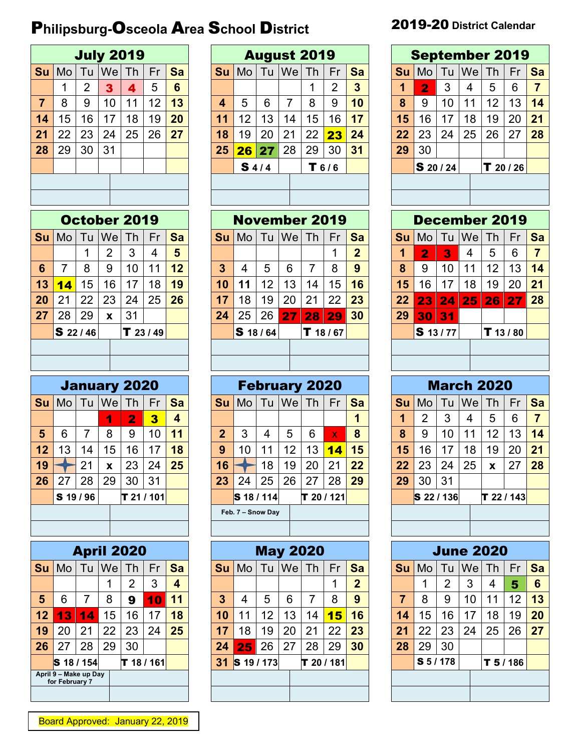# Philipsburg-Osceola Area School District

## 2019-20 District Calendar

### July 2019

| Su | Mo | Tu | We | Th | Fr | Sa |
|---|---|---|---|---|---|---|
| | 1 | 2 | 3 | 4 | 5 | 6 |
| 7 | 8 | 9 | 10 | 11 | 12 | 13 |
| 14 | 15 | 16 | 17 | 18 | 19 | 20 |
| 21 | 22 | 23 | 24 | 25 | 26 | 27 |
| 28 | 29 | 30 | 31 | | | |

### August 2019

| Su | Mo | Tu | We | Th | Fr | Sa |
|---|---|---|---|---|---|---|
| | | | | 1 | 2 | 3 |
| 4 | 5 | 6 | 7 | 8 | 9 | 10 |
| 11 | 12 | 13 | 14 | 15 | 16 | 17 |
| 18 | 19 | 20 | 21 | 22 | 23 | 24 |
| 25 | 26 | 27 | 28 | 29 | 30 | 31 |

**S** 4 / 4 **T** 6 / 6

### September 2019

| Su | Mo | Tu | We | Th | Fr | Sa |
|---|---|---|---|---|---|---|
| 1 | 2 | 3 | 4 | 5 | 6 | 7 |
| 8 | 9 | 10 | 11 | 12 | 13 | 14 |
| 15 | 16 | 17 | 18 | 19 | 20 | 21 |
| 22 | 23 | 24 | 25 | 26 | 27 | 28 |
| 29 | 30 | | | | | |

**S** 20 / 24 **T** 20 / 26

### October 2019

| Su | Mo | Tu | We | Th | Fr | Sa |
|---|---|---|---|---|---|---|
| | | 1 | 2 | 3 | 4 | 5 |
| 6 | 7 | 8 | 9 | 10 | 11 | 12 |
| 13 | 14 | 15 | 16 | 17 | 18 | 19 |
| 20 | 21 | 22 | 23 | 24 | 25 | 26 |
| 27 | 28 | 29 | x | 31 | | |

**S** 22 / 46 **T** 23 / 49

### November 2019

| Su | Mo | Tu | We | Th | Fr | Sa |
|---|---|---|---|---|---|---|
| | | | | | 1 | 2 |
| 3 | 4 | 5 | 6 | 7 | 8 | 9 |
| 10 | 11 | 12 | 13 | 14 | 15 | 16 |
| 17 | 18 | 19 | 20 | 21 | 22 | 23 |
| 24 | 25 | 26 | 27 | 28 | 29 | 30 |

**S** 18 / 64 **T** 18 / 67

### December 2019

| Su | Mo | Tu | We | Th | Fr | Sa |
|---|---|---|---|---|---|---|
| 1 | 2 | 3 | 4 | 5 | 6 | 7 |
| 8 | 9 | 10 | 11 | 12 | 13 | 14 |
| 15 | 16 | 17 | 18 | 19 | 20 | 21 |
| 22 | 23 | 24 | 25 | 26 | 27 | 28 |
| 29 | 30 | 31 | | | | |

**S** 13 / 77 **T** 13 / 80

### January 2020

| Su | Mo | Tu | We | Th | Fr | Sa |
|---|---|---|---|---|---|---|
| | | | 1 | 2 | 3 | 4 |
| 5 | 6 | 7 | 8 | 9 | 10 | 11 |
| 12 | 13 | 14 | 15 | 16 | 17 | 18 |
| 19 | ✦ | 21 | x | 23 | 24 | 25 |
| 26 | 27 | 28 | 29 | 30 | 31 | |

**S** 19 / 96 **T** 21 / 101

### February 2020

| Su | Mo | Tu | We | Th | Fr | Sa |
|---|---|---|---|---|---|---|
| | | | | | | 1 |
| 2 | 3 | 4 | 5 | 6 | x | 8 |
| 9 | 10 | 11 | 12 | 13 | 14 | 15 |
| 16 | ✦ | 18 | 19 | 20 | 21 | 22 |
| 23 | 24 | 25 | 26 | 27 | 28 | 29 |

**S** 18 / 114 **T** 20 / 121

Feb. 7 – Snow Day

### March 2020

| Su | Mo | Tu | We | Th | Fr | Sa |
|---|---|---|---|---|---|---|
| 1 | 2 | 3 | 4 | 5 | 6 | 7 |
| 8 | 9 | 10 | 11 | 12 | 13 | 14 |
| 15 | 16 | 17 | 18 | 19 | 20 | 21 |
| 22 | 23 | 24 | 25 | x | 27 | 28 |
| 29 | 30 | 31 | | | | |

**S** 22 / 136 **T** 22 / 143

### April 2020

| Su | Mo | Tu | We | Th | Fr | Sa |
|---|---|---|---|---|---|---|
| | | | 1 | 2 | 3 | 4 |
| 5 | 6 | 7 | 8 | 9 | 10 | 11 |
| 12 | 13 | 14 | 15 | 16 | 17 | 18 |
| 19 | 20 | 21 | 22 | 23 | 24 | 25 |
| 26 | 27 | 28 | 29 | 30 | | |

**S** 18 / 154 **T** 18 / 161

April 9 – Make up Day for February 7

### May 2020

| Su | Mo | Tu | We | Th | Fr | Sa |
|---|---|---|---|---|---|---|
| | | | | | 1 | 2 |
| 3 | 4 | 5 | 6 | 7 | 8 | 9 |
| 10 | 11 | 12 | 13 | 14 | 15 | 16 |
| 17 | 18 | 19 | 20 | 21 | 22 | 23 |
| 24 | 25 | 26 | 27 | 28 | 29 | 30 |
| 31 | | | | | | |

**S** 19 / 173 **T** 20 / 181

### June 2020

| Su | Mo | Tu | We | Th | Fr | Sa |
|---|---|---|---|---|---|---|
| | 1 | 2 | 3 | 4 | 5 | 6 |
| 7 | 8 | 9 | 10 | 11 | 12 | 13 |
| 14 | 15 | 16 | 17 | 18 | 19 | 20 |
| 21 | 22 | 23 | 24 | 25 | 26 | 27 |
| 28 | 29 | 30 | | | | |

**S** 5 / 178 **T** 5 / 186

Board Approved: January 22, 2019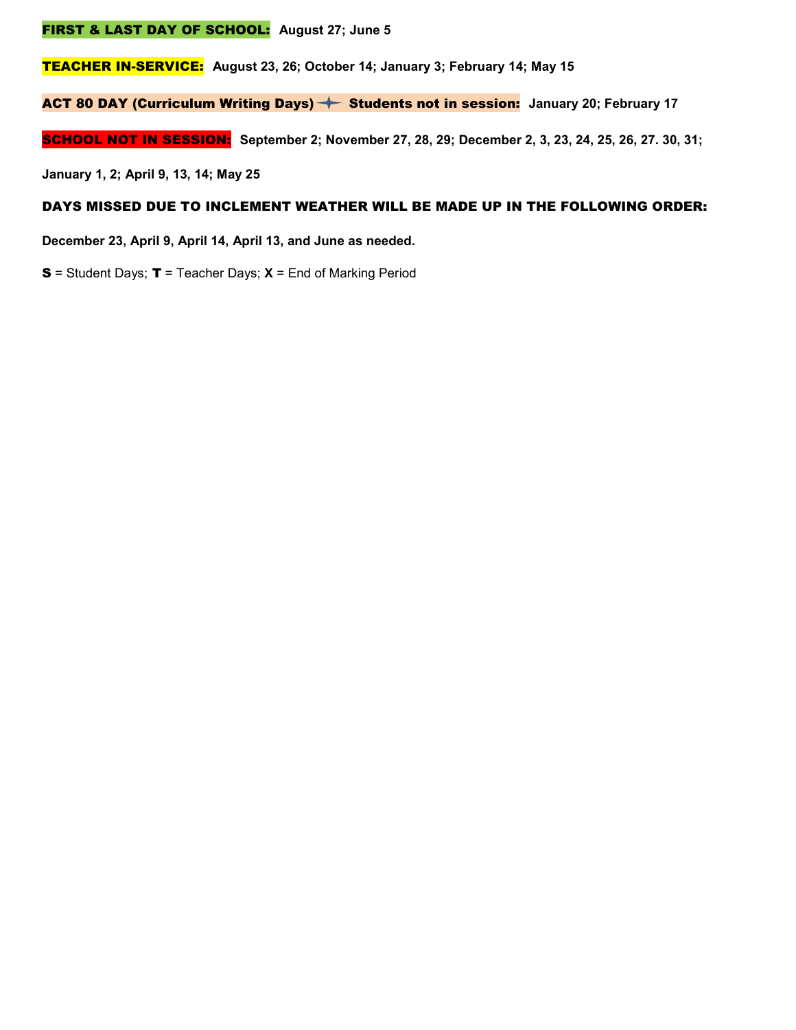**FIRST & LAST DAY OF SCHOOL:** **August 27; June 5**

**TEACHER IN-SERVICE:** **August 23, 26; October 14; January 3; February 14; May 15**

**ACT 80 DAY (Curriculum Writing Days) ✦ Students not in session:** **January 20; February 17**

**SCHOOL NOT IN SESSION:** **September 2; November 27, 28, 29; December 2, 3, 23, 24, 25, 26, 27. 30, 31;**

**January 1, 2; April 9, 13, 14; May 25**

**DAYS MISSED DUE TO INCLEMENT WEATHER WILL BE MADE UP IN THE FOLLOWING ORDER:**

**December 23, April 9, April 14, April 13, and June as needed.**

**S** = Student Days; **T** = Teacher Days; **X** = End of Marking Period